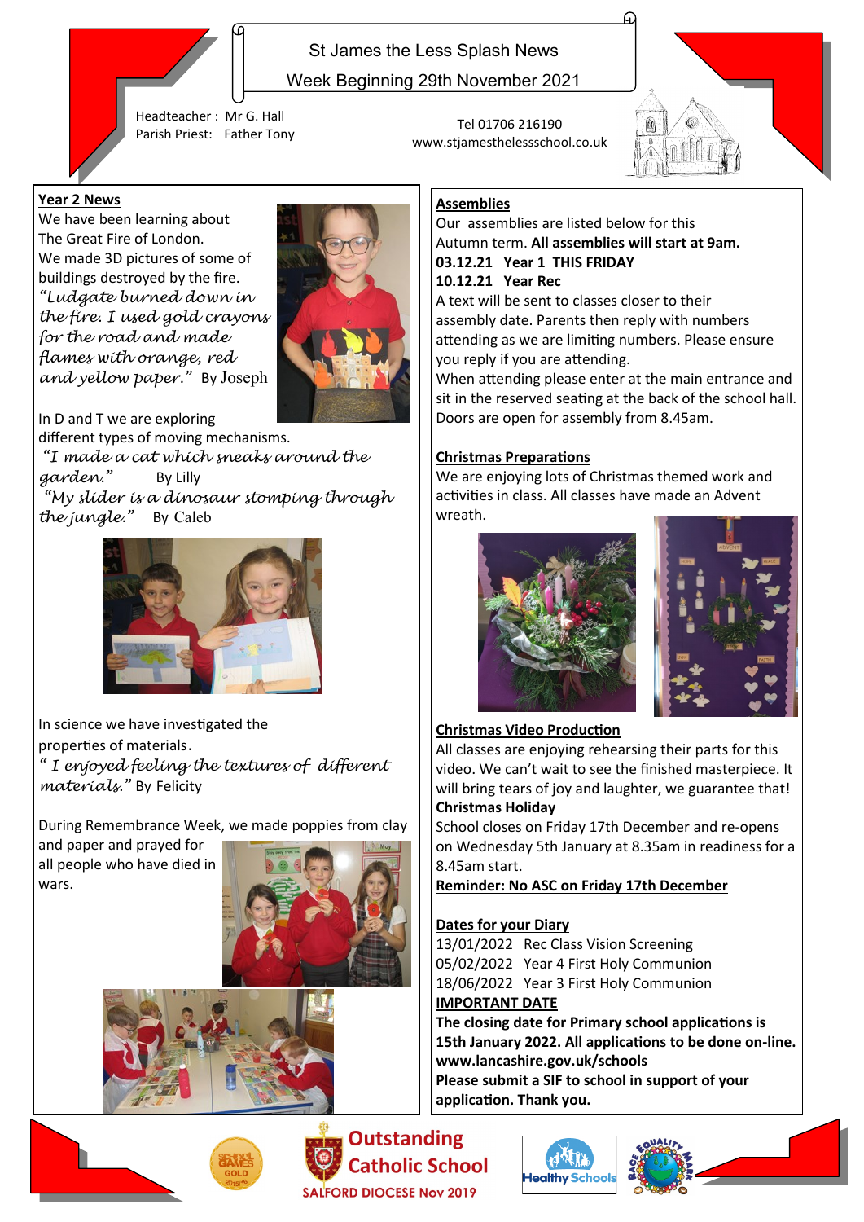# St James the Less Splash News

Week Beginning 29th November 2021

Headteacher : Mr G. Hall
Parish Priest: Father Tony

Tel 01706 216190
www.stjamesthelessschool.co.uk

## Year 2 News

We have been learning about The Great Fire of London. We made 3D pictures of some of buildings destroyed by the fire.

*"Ludgate burned down in the fire. I used gold crayons for the road and made flames with orange, red and yellow paper."* By Joseph

In D and T we are exploring different types of moving mechanisms.

*"I made a cat which sneaks around the garden."* By Lilly

*"My slider is a dinosaur stomping through the jungle."* By Caleb

In science we have investigated the properties of materials.

*" I enjoyed feeling the textures of different materials."* By Felicity

During Remembrance Week, we made poppies from clay and paper and prayed for all people who have died in wars.

## Assemblies

Our assemblies are listed below for this Autumn term. **All assemblies will start at 9am.**

**03.12.21 Year 1 THIS FRIDAY**

**10.12.21 Year Rec**

A text will be sent to classes closer to their assembly date. Parents then reply with numbers attending as we are limiting numbers. Please ensure you reply if you are attending.

When attending please enter at the main entrance and sit in the reserved seating at the back of the school hall. Doors are open for assembly from 8.45am.

## Christmas Preparations

We are enjoying lots of Christmas themed work and activities in class. All classes have made an Advent wreath.

## Christmas Video Production

All classes are enjoying rehearsing their parts for this video. We can't wait to see the finished masterpiece. It will bring tears of joy and laughter, we guarantee that!

## Christmas Holiday

School closes on Friday 17th December and re-opens on Wednesday 5th January at 8.35am in readiness for a 8.45am start.

**Reminder: No ASC on Friday 17th December**

## Dates for your Diary

13/01/2022 Rec Class Vision Screening
05/02/2022 Year 4 First Holy Communion
18/06/2022 Year 3 First Holy Communion

## IMPORTANT DATE

**The closing date for Primary school applications is 15th January 2022. All applications to be done on-line. www.lancashire.gov.uk/schools**

**Please submit a SIF to school in support of your application. Thank you.**

Outstanding Catholic School
SALFORD DIOCESE Nov 2019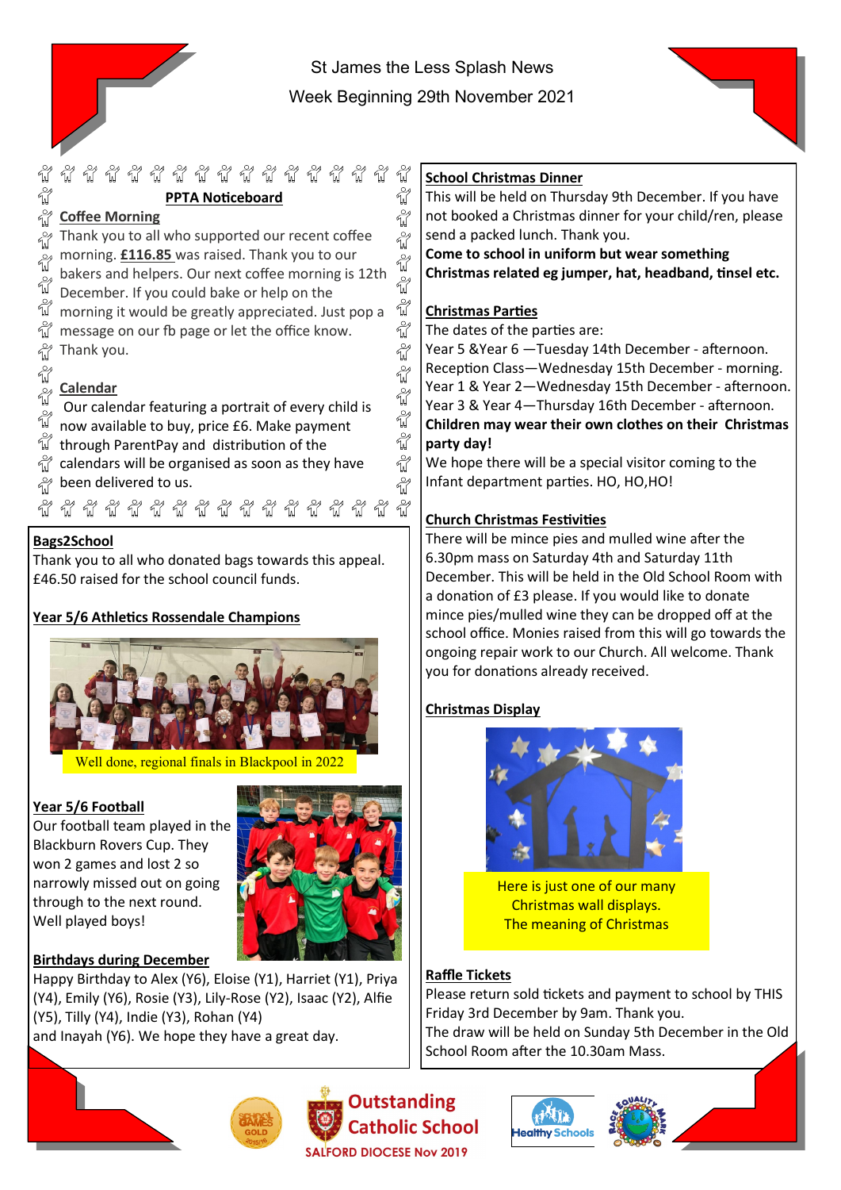St James the Less Splash News

Week Beginning 29th November 2021

## PPTA Noticeboard

### Coffee Morning

Thank you to all who supported our recent coffee morning. **£116.85** was raised. Thank you to our bakers and helpers. Our next coffee morning is 12th December. If you could bake or help on the morning it would be greatly appreciated. Just pop a message on our fb page or let the office know. Thank you.

### Calendar

Our calendar featuring a portrait of every child is now available to buy, price £6. Make payment through ParentPay and distribution of the calendars will be organised as soon as they have been delivered to us.

### Bags2School

Thank you to all who donated bags towards this appeal. £46.50 raised for the school council funds.

### Year 5/6 Athletics Rossendale Champions

Well done, regional finals in Blackpool in 2022

### Year 5/6 Football

Our football team played in the Blackburn Rovers Cup. They won 2 games and lost 2 so narrowly missed out on going through to the next round. Well played boys!

### Birthdays during December

Happy Birthday to Alex (Y6), Eloise (Y1), Harriet (Y1), Priya (Y4), Emily (Y6), Rosie (Y3), Lily-Rose (Y2), Isaac (Y2), Alfie (Y5), Tilly (Y4), Indie (Y3), Rohan (Y4) and Inayah (Y6). We hope they have a great day.

### School Christmas Dinner

This will be held on Thursday 9th December. If you have not booked a Christmas dinner for your child/ren, please send a packed lunch. Thank you.

**Come to school in uniform but wear something Christmas related eg jumper, hat, headband, tinsel etc.**

### Christmas Parties

The dates of the parties are:

Year 5 &Year 6 —Tuesday 14th December - afternoon.
Reception Class—Wednesday 15th December - morning.
Year 1 & Year 2—Wednesday 15th December - afternoon.
Year 3 & Year 4—Thursday 16th December - afternoon.

**Children may wear their own clothes on their Christmas party day!**

We hope there will be a special visitor coming to the Infant department parties. HO, HO,HO!

### Church Christmas Festivities

There will be mince pies and mulled wine after the 6.30pm mass on Saturday 4th and Saturday 11th December. This will be held in the Old School Room with a donation of £3 please. If you would like to donate mince pies/mulled wine they can be dropped off at the school office. Monies raised from this will go towards the ongoing repair work to our Church. All welcome. Thank you for donations already received.

### Christmas Display

Here is just one of our many Christmas wall displays. The meaning of Christmas

### Raffle Tickets

Please return sold tickets and payment to school by THIS Friday 3rd December by 9am. Thank you.

The draw will be held on Sunday 5th December in the Old School Room after the 10.30am Mass.

Outstanding Catholic School
SALFORD DIOCESE Nov 2019